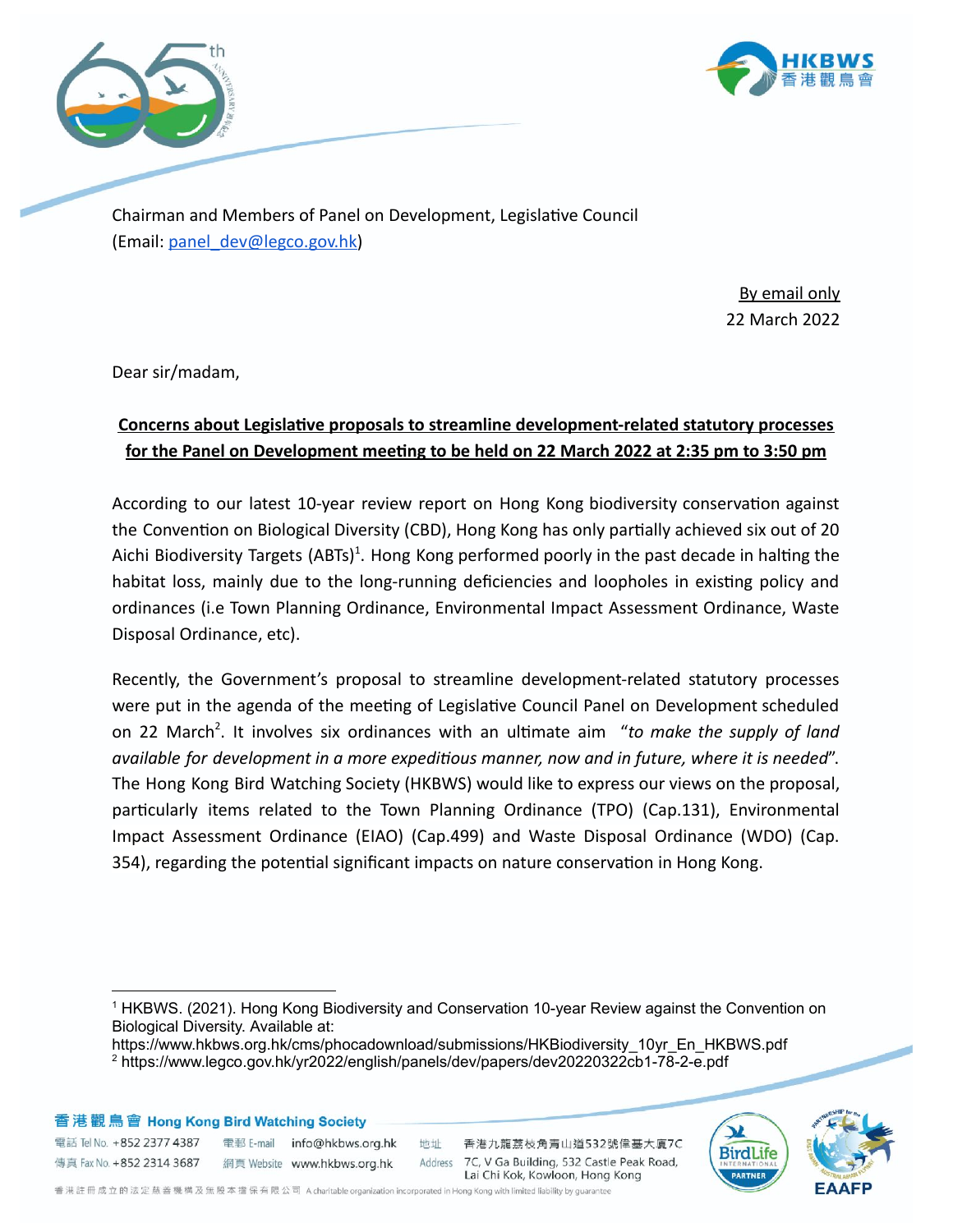Chairman and Members of Panel on Development, Legislative Council
(Email: panel_dev@legco.gov.hk)

By email only
22 March 2022

Dear sir/madam,

**Concerns about Legislative proposals to streamline development-related statutory processes for the Panel on Development meeting to be held on 22 March 2022 at 2:35 pm to 3:50 pm**

According to our latest 10-year review report on Hong Kong biodiversity conservation against the Convention on Biological Diversity (CBD), Hong Kong has only partially achieved six out of 20 Aichi Biodiversity Targets (ABTs)[1]. Hong Kong performed poorly in the past decade in halting the habitat loss, mainly due to the long-running deficiencies and loopholes in existing policy and ordinances (i.e Town Planning Ordinance, Environmental Impact Assessment Ordinance, Waste Disposal Ordinance, etc).

Recently, the Government's proposal to streamline development-related statutory processes were put in the agenda of the meeting of Legislative Council Panel on Development scheduled on 22 March[2]. It involves six ordinances with an ultimate aim "*to make the supply of land available for development in a more expeditious manner, now and in future, where it is needed*". The Hong Kong Bird Watching Society (HKBWS) would like to express our views on the proposal, particularly items related to the Town Planning Ordinance (TPO) (Cap.131), Environmental Impact Assessment Ordinance (EIAO) (Cap.499) and Waste Disposal Ordinance (WDO) (Cap. 354), regarding the potential significant impacts on nature conservation in Hong Kong.

---

[1] HKBWS. (2021). Hong Kong Biodiversity and Conservation 10-year Review against the Convention on Biological Diversity. Available at: https://www.hkbws.org.hk/cms/phocadownload/submissions/HKBiodiversity_10yr_En_HKBWS.pdf

[2] https://www.legco.gov.hk/yr2022/english/panels/dev/papers/dev20220322cb1-78-2-e.pdf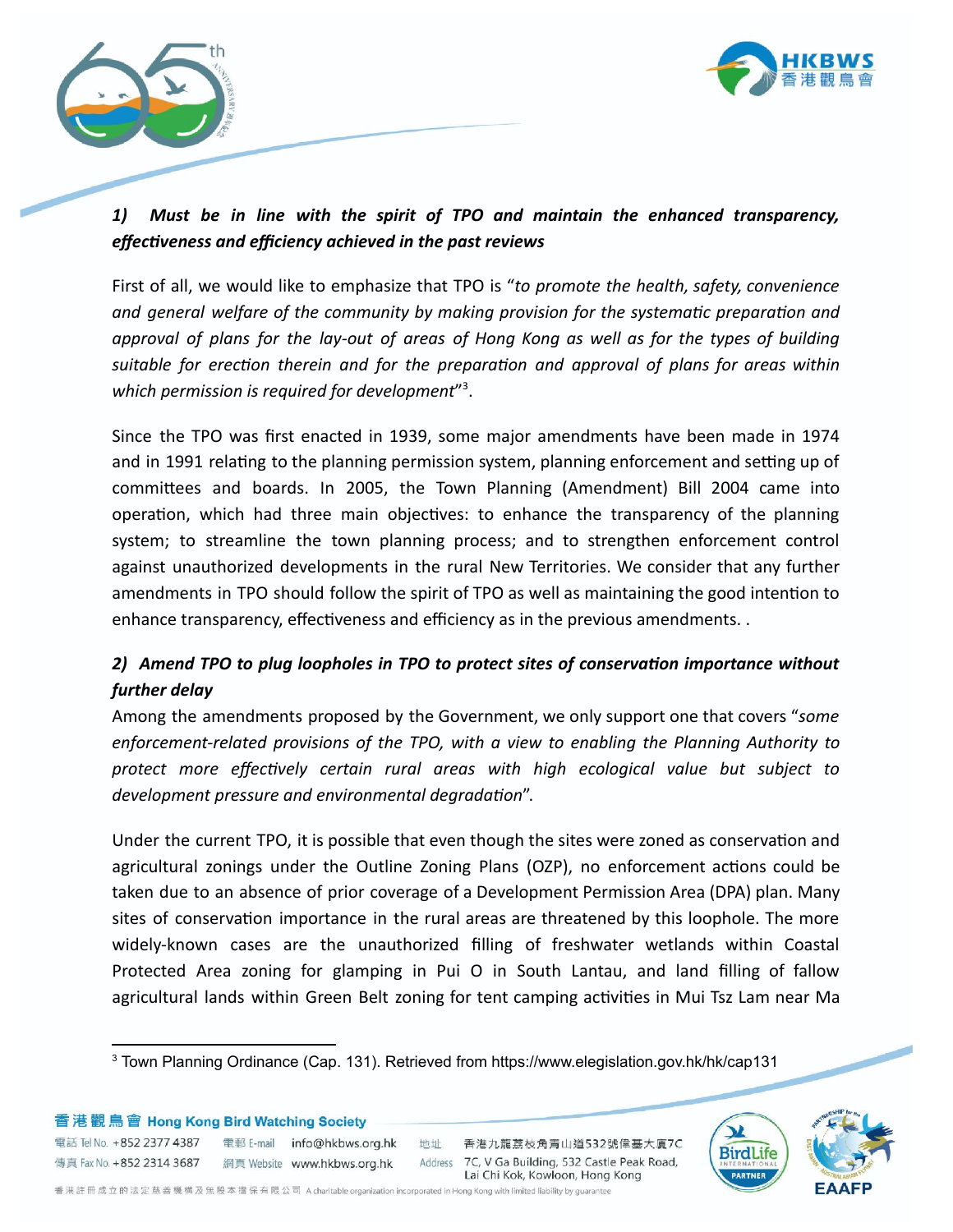### *1) Must be in line with the spirit of TPO and maintain the enhanced transparency, effectiveness and efficiency achieved in the past reviews*

First of all, we would like to emphasize that TPO is "*to promote the health, safety, convenience and general welfare of the community by making provision for the systematic preparation and approval of plans for the lay-out of areas of Hong Kong as well as for the types of building suitable for erection therein and for the preparation and approval of plans for areas within which permission is required for development*"[3].

Since the TPO was first enacted in 1939, some major amendments have been made in 1974 and in 1991 relating to the planning permission system, planning enforcement and setting up of committees and boards. In 2005, the Town Planning (Amendment) Bill 2004 came into operation, which had three main objectives: to enhance the transparency of the planning system; to streamline the town planning process; and to strengthen enforcement control against unauthorized developments in the rural New Territories. We consider that any further amendments in TPO should follow the spirit of TPO as well as maintaining the good intention to enhance transparency, effectiveness and efficiency as in the previous amendments. .

### *2) Amend TPO to plug loopholes in TPO to protect sites of conservation importance without further delay*

Among the amendments proposed by the Government, we only support one that covers "*some enforcement-related provisions of the TPO, with a view to enabling the Planning Authority to protect more effectively certain rural areas with high ecological value but subject to development pressure and environmental degradation*".

Under the current TPO, it is possible that even though the sites were zoned as conservation and agricultural zonings under the Outline Zoning Plans (OZP), no enforcement actions could be taken due to an absence of prior coverage of a Development Permission Area (DPA) plan. Many sites of conservation importance in the rural areas are threatened by this loophole. The more widely-known cases are the unauthorized filling of freshwater wetlands within Coastal Protected Area zoning for glamping in Pui O in South Lantau, and land filling of fallow agricultural lands within Green Belt zoning for tent camping activities in Mui Tsz Lam near Ma

---

[3] Town Planning Ordinance (Cap. 131). Retrieved from https://www.elegislation.gov.hk/hk/cap131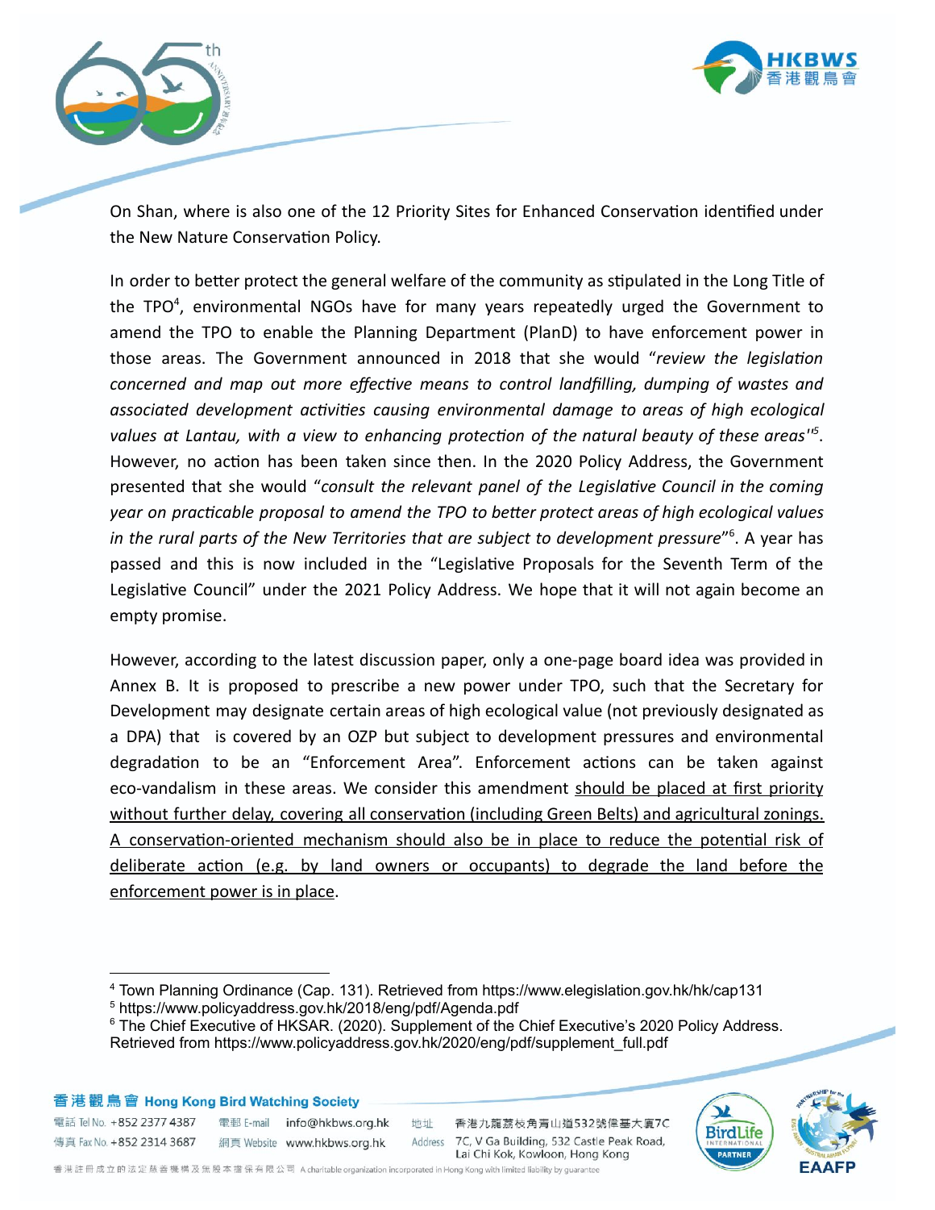On Shan, where is also one of the 12 Priority Sites for Enhanced Conservation identified under the New Nature Conservation Policy.

In order to better protect the general welfare of the community as stipulated in the Long Title of the TPO[4], environmental NGOs have for many years repeatedly urged the Government to amend the TPO to enable the Planning Department (PlanD) to have enforcement power in those areas. The Government announced in 2018 that she would "*review the legislation concerned and map out more effective means to control landfilling, dumping of wastes and associated development activities causing environmental damage to areas of high ecological values at Lantau, with a view to enhancing protection of the natural beauty of these areas*"[5]. However, no action has been taken since then. In the 2020 Policy Address, the Government presented that she would "*consult the relevant panel of the Legislative Council in the coming year on practicable proposal to amend the TPO to better protect areas of high ecological values in the rural parts of the New Territories that are subject to development pressure*"[6]. A year has passed and this is now included in the "Legislative Proposals for the Seventh Term of the Legislative Council" under the 2021 Policy Address. We hope that it will not again become an empty promise.

However, according to the latest discussion paper, only a one-page board idea was provided in Annex B. It is proposed to prescribe a new power under TPO, such that the Secretary for Development may designate certain areas of high ecological value (not previously designated as a DPA) that is covered by an OZP but subject to development pressures and environmental degradation to be an "Enforcement Area". Enforcement actions can be taken against eco-vandalism in these areas. We consider this amendment <u>should be placed at first priority without further delay, covering all conservation (including Green Belts) and agricultural zonings. A conservation-oriented mechanism should also be in place to reduce the potential risk of deliberate action (e.g. by land owners or occupants) to degrade the land before the enforcement power is in place</u>.

---

[4] Town Planning Ordinance (Cap. 131). Retrieved from https://www.elegislation.gov.hk/hk/cap131

[5] https://www.policyaddress.gov.hk/2018/eng/pdf/Agenda.pdf

[6] The Chief Executive of HKSAR. (2020). Supplement of the Chief Executive's 2020 Policy Address. Retrieved from https://www.policyaddress.gov.hk/2020/eng/pdf/supplement_full.pdf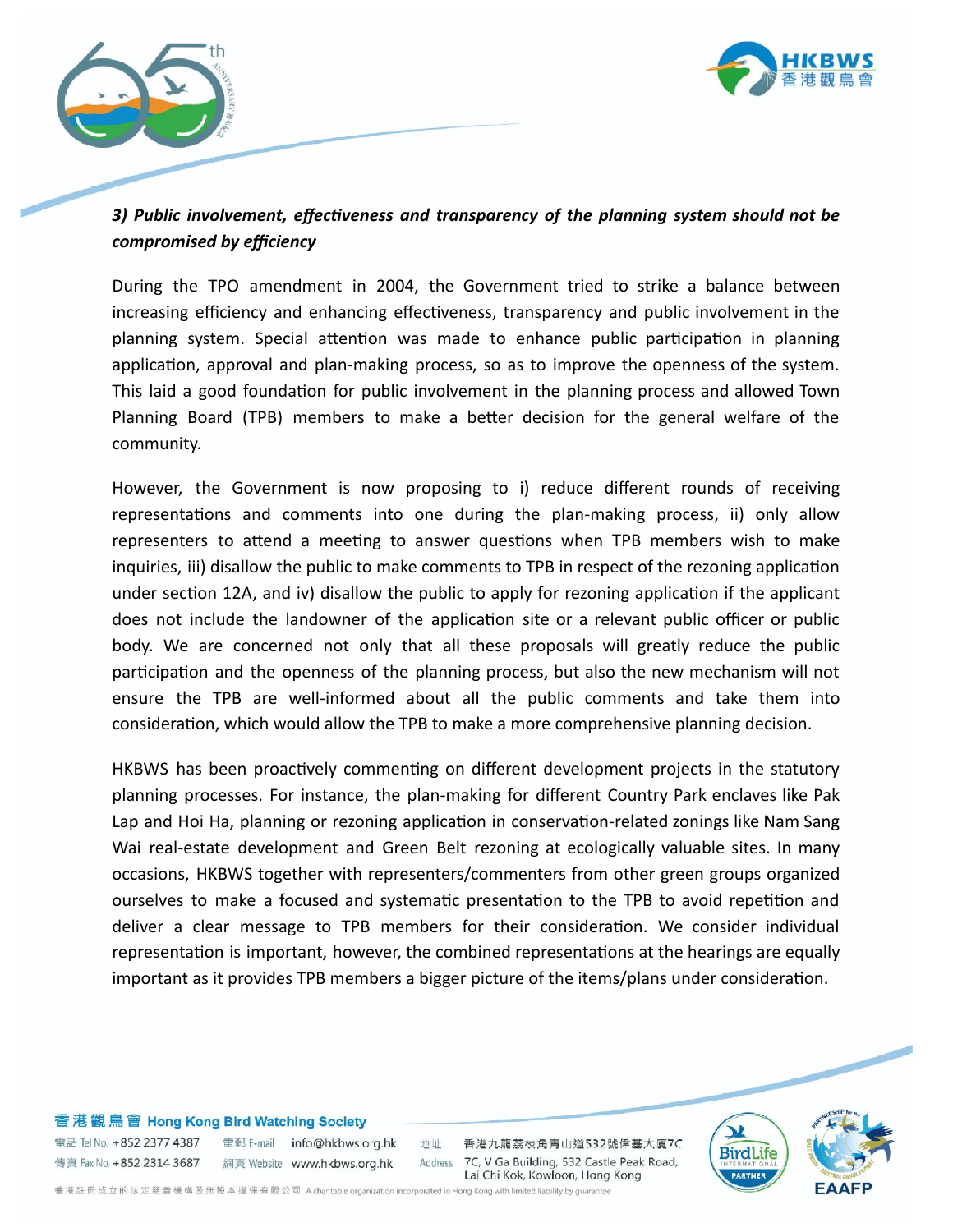***3) Public involvement, effectiveness and transparency of the planning system should not be compromised by efficiency***

During the TPO amendment in 2004, the Government tried to strike a balance between increasing efficiency and enhancing effectiveness, transparency and public involvement in the planning system. Special attention was made to enhance public participation in planning application, approval and plan-making process, so as to improve the openness of the system. This laid a good foundation for public involvement in the planning process and allowed Town Planning Board (TPB) members to make a better decision for the general welfare of the community.

However, the Government is now proposing to i) reduce different rounds of receiving representations and comments into one during the plan-making process, ii) only allow representers to attend a meeting to answer questions when TPB members wish to make inquiries, iii) disallow the public to make comments to TPB in respect of the rezoning application under section 12A, and iv) disallow the public to apply for rezoning application if the applicant does not include the landowner of the application site or a relevant public officer or public body. We are concerned not only that all these proposals will greatly reduce the public participation and the openness of the planning process, but also the new mechanism will not ensure the TPB are well-informed about all the public comments and take them into consideration, which would allow the TPB to make a more comprehensive planning decision.

HKBWS has been proactively commenting on different development projects in the statutory planning processes. For instance, the plan-making for different Country Park enclaves like Pak Lap and Hoi Ha, planning or rezoning application in conservation-related zonings like Nam Sang Wai real-estate development and Green Belt rezoning at ecologically valuable sites. In many occasions, HKBWS together with representers/commenters from other green groups organized ourselves to make a focused and systematic presentation to the TPB to avoid repetition and deliver a clear message to TPB members for their consideration. We consider individual representation is important, however, the combined representations at the hearings are equally important as it provides TPB members a bigger picture of the items/plans under consideration.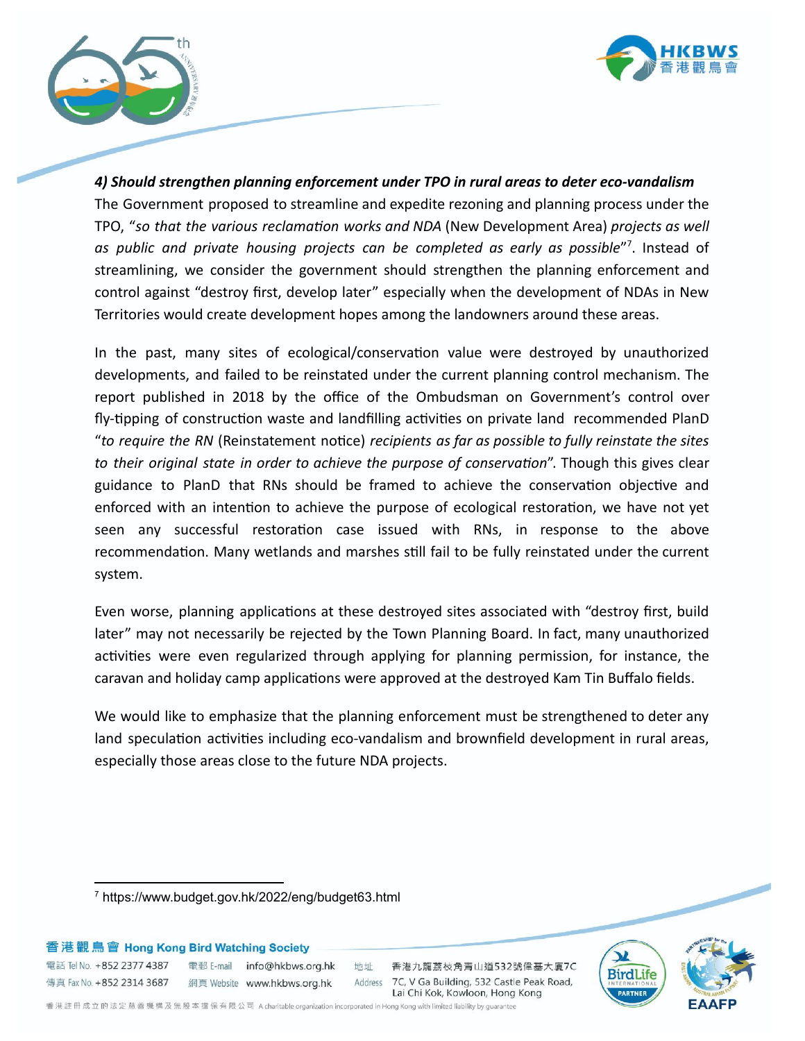***4) Should strengthen planning enforcement under TPO in rural areas to deter eco-vandalism***

The Government proposed to streamline and expedite rezoning and planning process under the TPO, "*so that the various reclamation works and NDA* (New Development Area) *projects as well as public and private housing projects can be completed as early as possible*"[7]. Instead of streamlining, we consider the government should strengthen the planning enforcement and control against "destroy first, develop later" especially when the development of NDAs in New Territories would create development hopes among the landowners around these areas.

In the past, many sites of ecological/conservation value were destroyed by unauthorized developments, and failed to be reinstated under the current planning control mechanism. The report published in 2018 by the office of the Ombudsman on Government's control over fly-tipping of construction waste and landfilling activities on private land recommended PlanD "*to require the RN* (Reinstatement notice) *recipients as far as possible to fully reinstate the sites to their original state in order to achieve the purpose of conservation*". Though this gives clear guidance to PlanD that RNs should be framed to achieve the conservation objective and enforced with an intention to achieve the purpose of ecological restoration, we have not yet seen any successful restoration case issued with RNs, in response to the above recommendation. Many wetlands and marshes still fail to be fully reinstated under the current system.

Even worse, planning applications at these destroyed sites associated with "destroy first, build later" may not necessarily be rejected by the Town Planning Board. In fact, many unauthorized activities were even regularized through applying for planning permission, for instance, the caravan and holiday camp applications were approved at the destroyed Kam Tin Buffalo fields.

We would like to emphasize that the planning enforcement must be strengthened to deter any land speculation activities including eco-vandalism and brownfield development in rural areas, especially those areas close to the future NDA projects.

---

[7] https://www.budget.gov.hk/2022/eng/budget63.html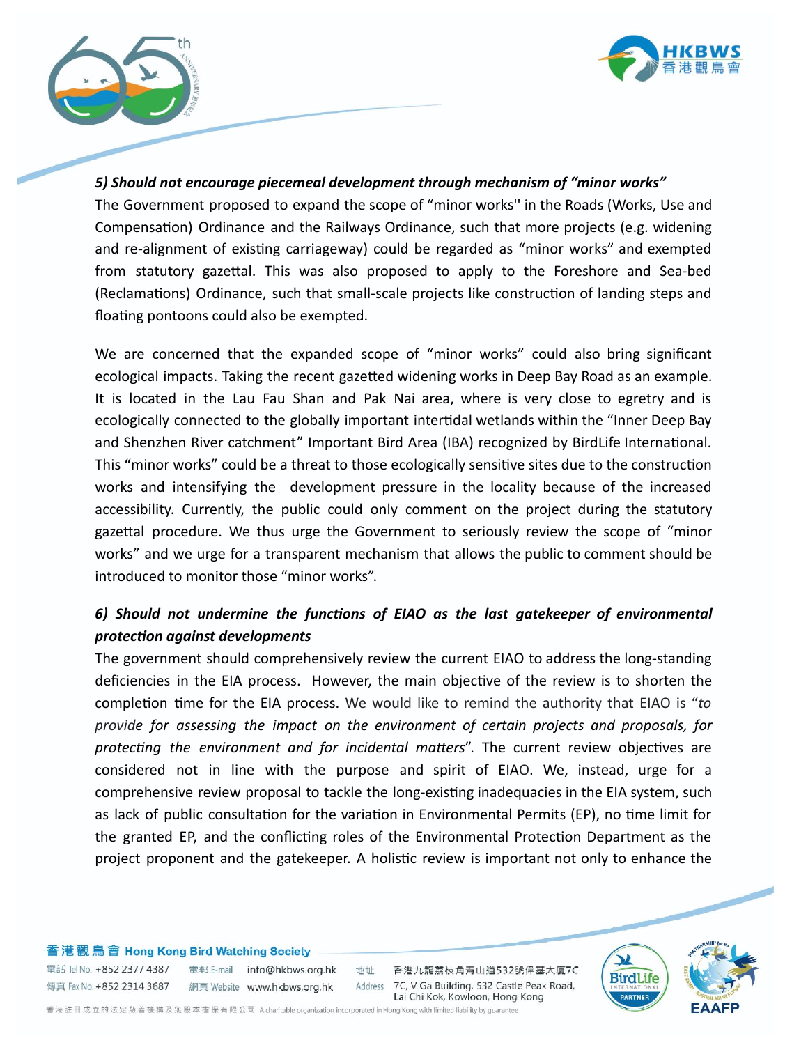***5) Should not encourage piecemeal development through mechanism of "minor works"***

The Government proposed to expand the scope of "minor works'' in the Roads (Works, Use and Compensation) Ordinance and the Railways Ordinance, such that more projects (e.g. widening and re-alignment of existing carriageway) could be regarded as "minor works" and exempted from statutory gazettal. This was also proposed to apply to the Foreshore and Sea-bed (Reclamations) Ordinance, such that small-scale projects like construction of landing steps and floating pontoons could also be exempted.

We are concerned that the expanded scope of "minor works" could also bring significant ecological impacts. Taking the recent gazetted widening works in Deep Bay Road as an example. It is located in the Lau Fau Shan and Pak Nai area, where is very close to egretry and is ecologically connected to the globally important intertidal wetlands within the "Inner Deep Bay and Shenzhen River catchment" Important Bird Area (IBA) recognized by BirdLife International. This "minor works" could be a threat to those ecologically sensitive sites due to the construction works and intensifying the development pressure in the locality because of the increased accessibility. Currently, the public could only comment on the project during the statutory gazettal procedure. We thus urge the Government to seriously review the scope of "minor works" and we urge for a transparent mechanism that allows the public to comment should be introduced to monitor those "minor works".

***6) Should not undermine the functions of EIAO as the last gatekeeper of environmental protection against developments***

The government should comprehensively review the current EIAO to address the long-standing deficiencies in the EIA process. However, the main objective of the review is to shorten the completion time for the EIA process. We would like to remind the authority that EIAO is "*to provide for assessing the impact on the environment of certain projects and proposals, for protecting the environment and for incidental matters*". The current review objectives are considered not in line with the purpose and spirit of EIAO. We, instead, urge for a comprehensive review proposal to tackle the long-existing inadequacies in the EIA system, such as lack of public consultation for the variation in Environmental Permits (EP), no time limit for the granted EP, and the conflicting roles of the Environmental Protection Department as the project proponent and the gatekeeper. A holistic review is important not only to enhance the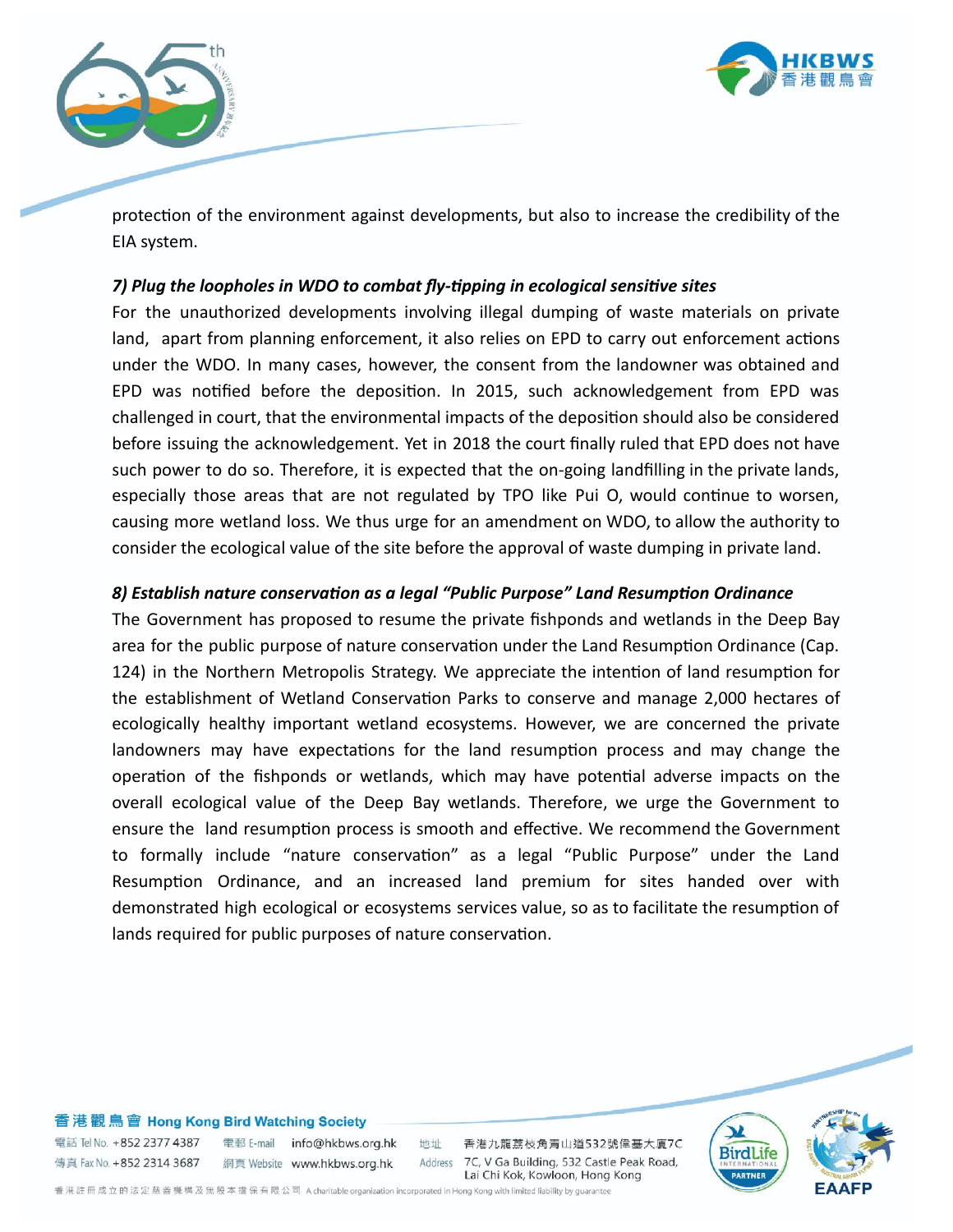protection of the environment against developments, but also to increase the credibility of the EIA system.

***7) Plug the loopholes in WDO to combat fly-tipping in ecological sensitive sites***

For the unauthorized developments involving illegal dumping of waste materials on private land, apart from planning enforcement, it also relies on EPD to carry out enforcement actions under the WDO. In many cases, however, the consent from the landowner was obtained and EPD was notified before the deposition. In 2015, such acknowledgement from EPD was challenged in court, that the environmental impacts of the deposition should also be considered before issuing the acknowledgement. Yet in 2018 the court finally ruled that EPD does not have such power to do so. Therefore, it is expected that the on-going landfilling in the private lands, especially those areas that are not regulated by TPO like Pui O, would continue to worsen, causing more wetland loss. We thus urge for an amendment on WDO, to allow the authority to consider the ecological value of the site before the approval of waste dumping in private land.

***8) Establish nature conservation as a legal "Public Purpose" Land Resumption Ordinance***

The Government has proposed to resume the private fishponds and wetlands in the Deep Bay area for the public purpose of nature conservation under the Land Resumption Ordinance (Cap. 124) in the Northern Metropolis Strategy. We appreciate the intention of land resumption for the establishment of Wetland Conservation Parks to conserve and manage 2,000 hectares of ecologically healthy important wetland ecosystems. However, we are concerned the private landowners may have expectations for the land resumption process and may change the operation of the fishponds or wetlands, which may have potential adverse impacts on the overall ecological value of the Deep Bay wetlands. Therefore, we urge the Government to ensure the land resumption process is smooth and effective. We recommend the Government to formally include "nature conservation" as a legal "Public Purpose" under the Land Resumption Ordinance, and an increased land premium for sites handed over with demonstrated high ecological or ecosystems services value, so as to facilitate the resumption of lands required for public purposes of nature conservation.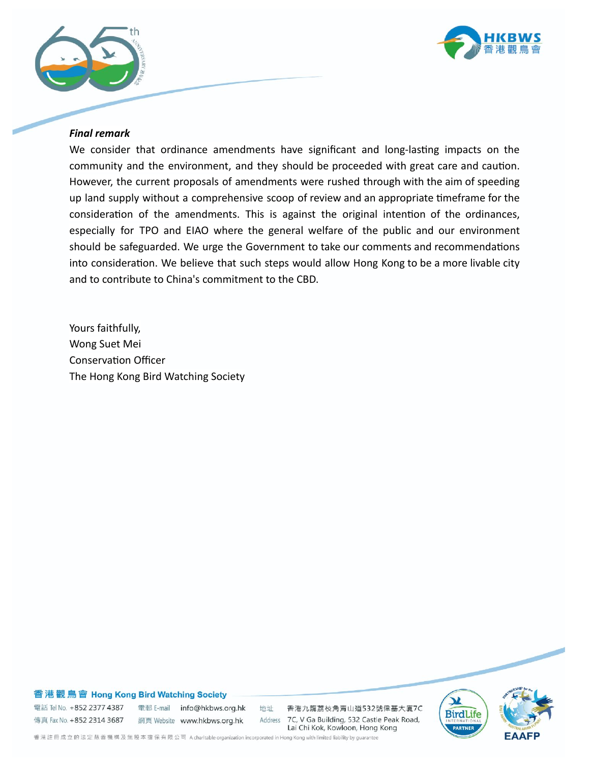***Final remark***

We consider that ordinance amendments have significant and long-lasting impacts on the community and the environment, and they should be proceeded with great care and caution. However, the current proposals of amendments were rushed through with the aim of speeding up land supply without a comprehensive scoop of review and an appropriate timeframe for the consideration of the amendments. This is against the original intention of the ordinances, especially for TPO and EIAO where the general welfare of the public and our environment should be safeguarded. We urge the Government to take our comments and recommendations into consideration. We believe that such steps would allow Hong Kong to be a more livable city and to contribute to China's commitment to the CBD.

Yours faithfully,
Wong Suet Mei
Conservation Officer
The Hong Kong Bird Watching Society